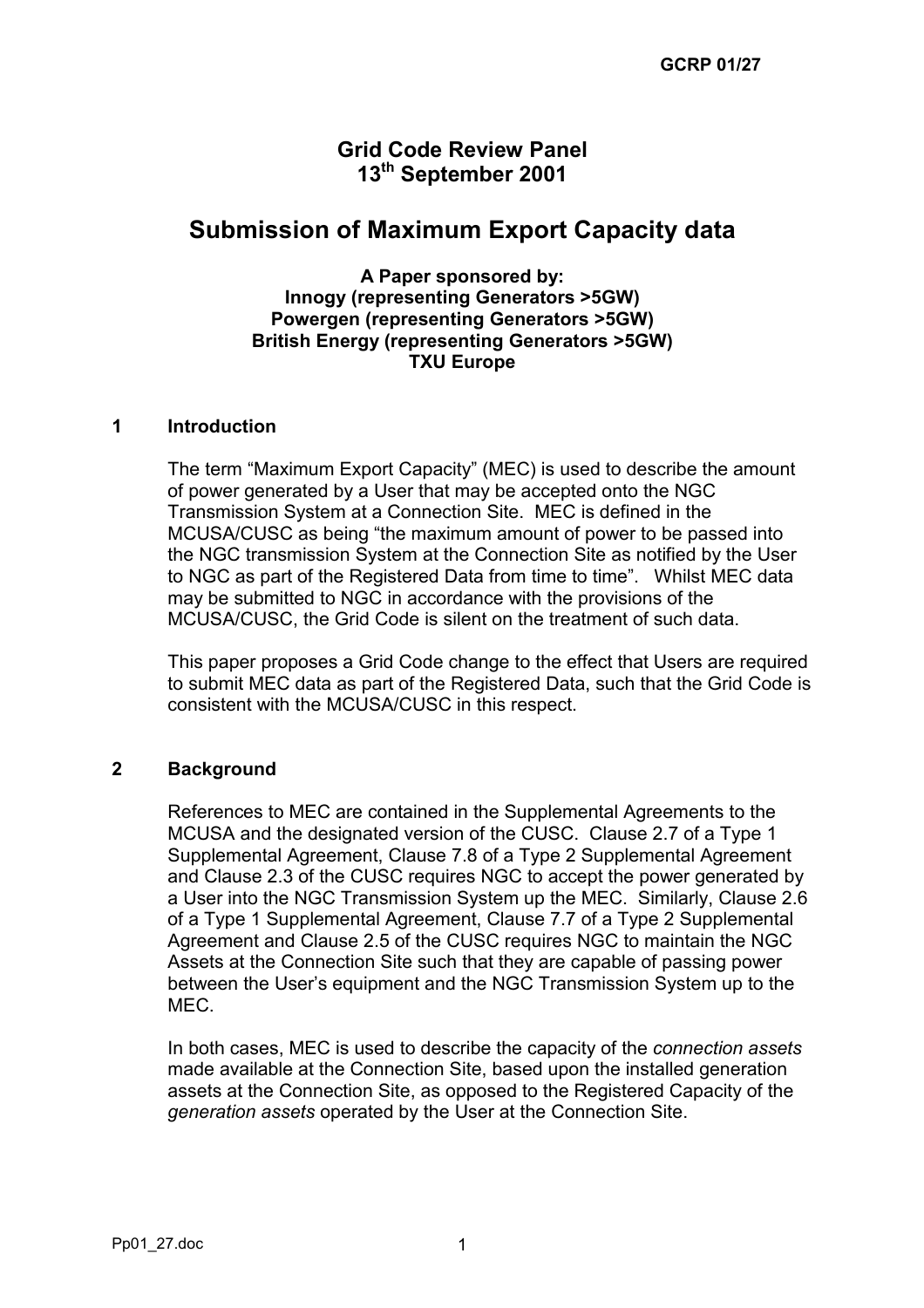GCRP 01/27

# Grid Code Review Panel
# 13th September 2001

# Submission of Maximum Export Capacity data

**A Paper sponsored by:**
**Innogy (representing Generators >5GW)**
**Powergen (representing Generators >5GW)**
**British Energy (representing Generators >5GW)**
**TXU Europe**

## 1 Introduction

The term “Maximum Export Capacity” (MEC) is used to describe the amount of power generated by a User that may be accepted onto the NGC Transmission System at a Connection Site. MEC is defined in the MCUSA/CUSC as being “the maximum amount of power to be passed into the NGC transmission System at the Connection Site as notified by the User to NGC as part of the Registered Data from time to time”. Whilst MEC data may be submitted to NGC in accordance with the provisions of the MCUSA/CUSC, the Grid Code is silent on the treatment of such data.

This paper proposes a Grid Code change to the effect that Users are required to submit MEC data as part of the Registered Data, such that the Grid Code is consistent with the MCUSA/CUSC in this respect.

## 2 Background

References to MEC are contained in the Supplemental Agreements to the MCUSA and the designated version of the CUSC. Clause 2.7 of a Type 1 Supplemental Agreement, Clause 7.8 of a Type 2 Supplemental Agreement and Clause 2.3 of the CUSC requires NGC to accept the power generated by a User into the NGC Transmission System up the MEC. Similarly, Clause 2.6 of a Type 1 Supplemental Agreement, Clause 7.7 of a Type 2 Supplemental Agreement and Clause 2.5 of the CUSC requires NGC to maintain the NGC Assets at the Connection Site such that they are capable of passing power between the User’s equipment and the NGC Transmission System up to the MEC.

In both cases, MEC is used to describe the capacity of the *connection assets* made available at the Connection Site, based upon the installed generation assets at the Connection Site, as opposed to the Registered Capacity of the *generation assets* operated by the User at the Connection Site.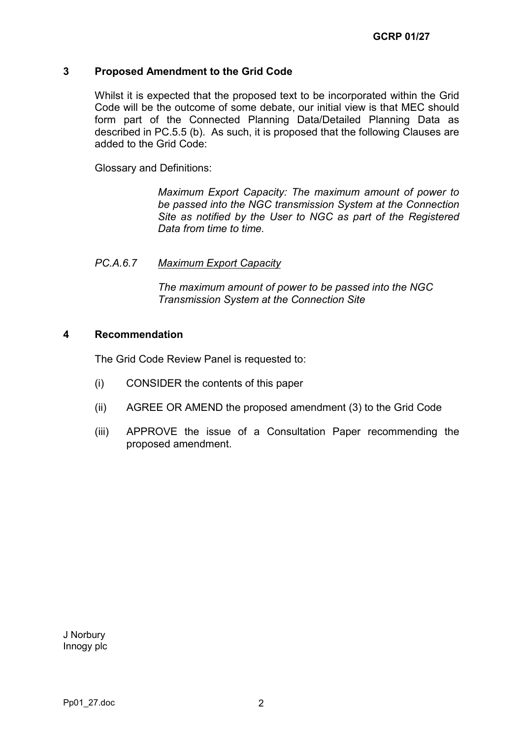## 3 Proposed Amendment to the Grid Code

Whilst it is expected that the proposed text to be incorporated within the Grid Code will be the outcome of some debate, our initial view is that MEC should form part of the Connected Planning Data/Detailed Planning Data as described in PC.5.5 (b). As such, it is proposed that the following Clauses are added to the Grid Code:

Glossary and Definitions:

> *Maximum Export Capacity: The maximum amount of power to be passed into the NGC transmission System at the Connection Site as notified by the User to NGC as part of the Registered Data from time to time.*

*PC.A.6.7* *<u>Maximum Export Capacity</u>*

> *The maximum amount of power to be passed into the NGC Transmission System at the Connection Site*

## 4 Recommendation

The Grid Code Review Panel is requested to:

(i) CONSIDER the contents of this paper

(ii) AGREE OR AMEND the proposed amendment (3) to the Grid Code

(iii) APPROVE the issue of a Consultation Paper recommending the proposed amendment.

J Norbury
Innogy plc